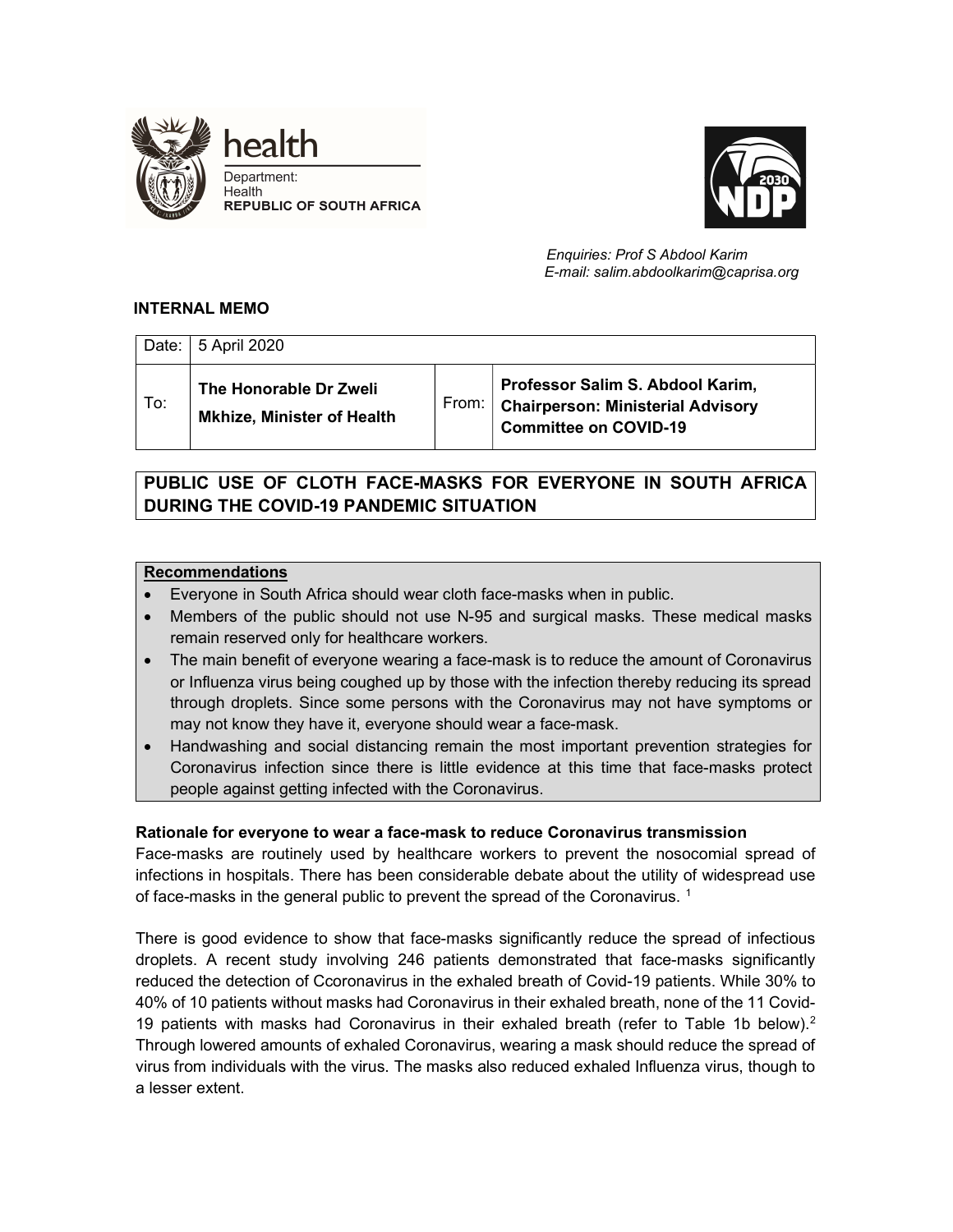health
Department:
Health
**REPUBLIC OF SOUTH AFRICA**

*Enquiries: Prof S Abdool Karim*
*E-mail: salim.abdoolkarim@caprisa.org*

**INTERNAL MEMO**

| Date: | 5 April 2020 | | |
|---|---|---|---|
| To: | **The Honorable Dr Zweli Mkhize, Minister of Health** | From: | **Professor Salim S. Abdool Karim, Chairperson: Ministerial Advisory Committee on COVID-19** |

## PUBLIC USE OF CLOTH FACE-MASKS FOR EVERYONE IN SOUTH AFRICA DURING THE COVID-19 PANDEMIC SITUATION

**Recommendations**

- Everyone in South Africa should wear cloth face-masks when in public.
- Members of the public should not use N-95 and surgical masks. These medical masks remain reserved only for healthcare workers.
- The main benefit of everyone wearing a face-mask is to reduce the amount of Coronavirus or Influenza virus being coughed up by those with the infection thereby reducing its spread through droplets. Since some persons with the Coronavirus may not have symptoms or may not know they have it, everyone should wear a face-mask.
- Handwashing and social distancing remain the most important prevention strategies for Coronavirus infection since there is little evidence at this time that face-masks protect people against getting infected with the Coronavirus.

**Rationale for everyone to wear a face-mask to reduce Coronavirus transmission**

Face-masks are routinely used by healthcare workers to prevent the nosocomial spread of infections in hospitals. There has been considerable debate about the utility of widespread use of face-masks in the general public to prevent the spread of the Coronavirus. [1]

There is good evidence to show that face-masks significantly reduce the spread of infectious droplets. A recent study involving 246 patients demonstrated that face-masks significantly reduced the detection of Ccoronavirus in the exhaled breath of Covid-19 patients. While 30% to 40% of 10 patients without masks had Coronavirus in their exhaled breath, none of the 11 Covid-19 patients with masks had Coronavirus in their exhaled breath (refer to Table 1b below).[2] Through lowered amounts of exhaled Coronavirus, wearing a mask should reduce the spread of virus from individuals with the virus. The masks also reduced exhaled Influenza virus, though to a lesser extent.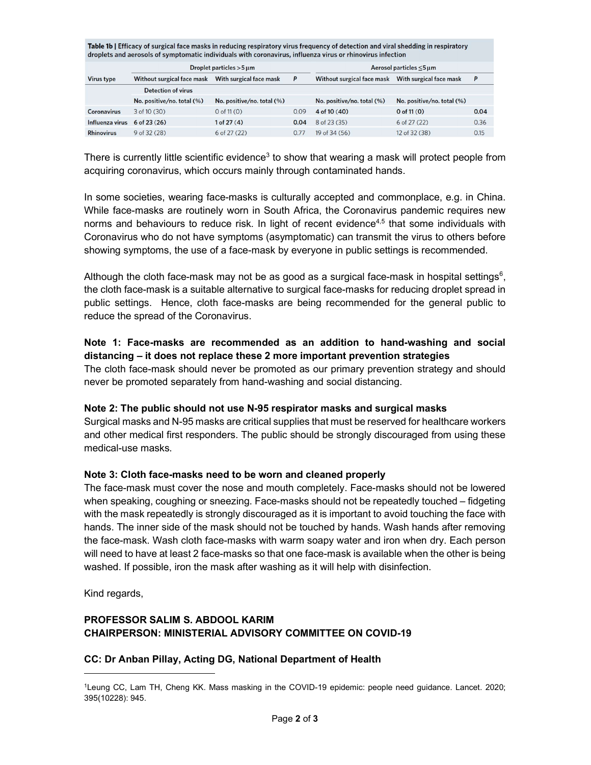**Table 1b | Efficacy of surgical face masks in reducing respiratory virus frequency of detection and viral shedding in respiratory droplets and aerosols of symptomatic individuals with coronavirus, influenza virus or rhinovirus infection**

| | Droplet particles >5 μm | | | Aerosol particles ≤5 μm | | |
|---|---|---|---|---|---|---|
| Virus type | Without surgical face mask | With surgical face mask | P | Without surgical face mask | With surgical face mask | P |
| | Detection of virus | | | | | |
| | No. positive/no. total (%) | No. positive/no. total (%) | | No. positive/no. total (%) | No. positive/no. total (%) | |
| **Coronavirus** | 3 of 10 (30) | 0 of 11 (0) | 0.09 | **4 of 10 (40)** | **0 of 11 (0)** | **0.04** |
| **Influenza virus** | **6 of 23 (26)** | **1 of 27 (4)** | **0.04** | 8 of 23 (35) | 6 of 27 (22) | 0.36 |
| **Rhinovirus** | 9 of 32 (28) | 6 of 27 (22) | 0.77 | 19 of 34 (56) | 12 of 32 (38) | 0.15 |

There is currently little scientific evidence[3] to show that wearing a mask will protect people from acquiring coronavirus, which occurs mainly through contaminated hands.

In some societies, wearing face-masks is culturally accepted and commonplace, e.g. in China. While face-masks are routinely worn in South Africa, the Coronavirus pandemic requires new norms and behaviours to reduce risk. In light of recent evidence[4,5] that some individuals with Coronavirus who do not have symptoms (asymptomatic) can transmit the virus to others before showing symptoms, the use of a face-mask by everyone in public settings is recommended.

Although the cloth face-mask may not be as good as a surgical face-mask in hospital settings[6], the cloth face-mask is a suitable alternative to surgical face-masks for reducing droplet spread in public settings. Hence, cloth face-masks are being recommended for the general public to reduce the spread of the Coronavirus.

**Note 1: Face-masks are recommended as an addition to hand-washing and social distancing – it does not replace these 2 more important prevention strategies**

The cloth face-mask should never be promoted as our primary prevention strategy and should never be promoted separately from hand-washing and social distancing.

**Note 2: The public should not use N-95 respirator masks and surgical masks**

Surgical masks and N-95 masks are critical supplies that must be reserved for healthcare workers and other medical first responders. The public should be strongly discouraged from using these medical-use masks.

**Note 3: Cloth face-masks need to be worn and cleaned properly**

The face-mask must cover the nose and mouth completely. Face-masks should not be lowered when speaking, coughing or sneezing. Face-masks should not be repeatedly touched – fidgeting with the mask repeatedly is strongly discouraged as it is important to avoid touching the face with hands. The inner side of the mask should not be touched by hands. Wash hands after removing the face-mask. Wash cloth face-masks with warm soapy water and iron when dry. Each person will need to have at least 2 face-masks so that one face-mask is available when the other is being washed. If possible, iron the mask after washing as it will help with disinfection.

Kind regards,

**PROFESSOR SALIM S. ABDOOL KARIM**
**CHAIRPERSON: MINISTERIAL ADVISORY COMMITTEE ON COVID-19**

**CC: Dr Anban Pillay, Acting DG, National Department of Health**

---

[1] Leung CC, Lam TH, Cheng KK. Mass masking in the COVID-19 epidemic: people need guidance. Lancet. 2020; 395(10228): 945.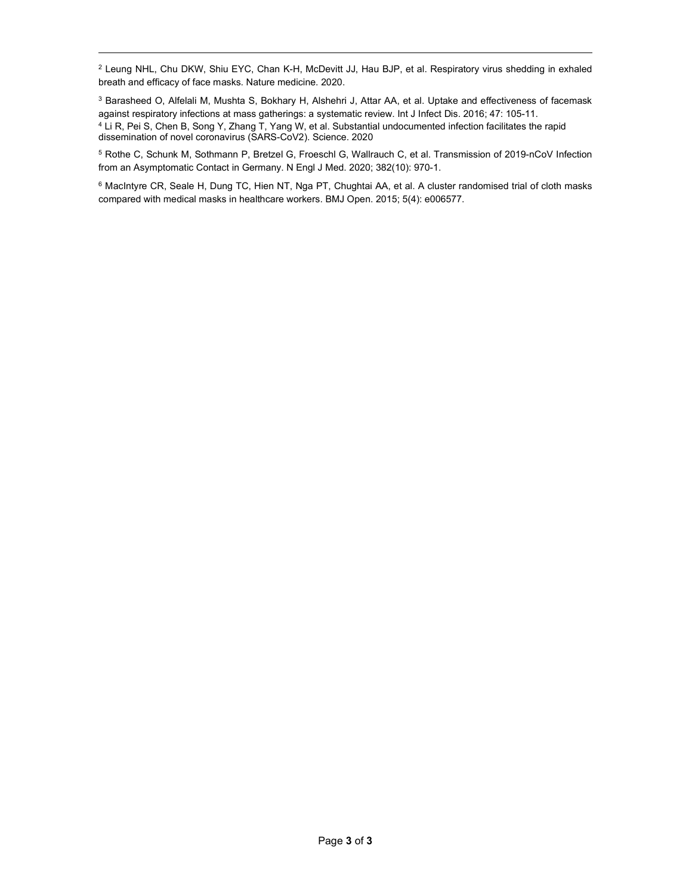[2] Leung NHL, Chu DKW, Shiu EYC, Chan K-H, McDevitt JJ, Hau BJP, et al. Respiratory virus shedding in exhaled breath and efficacy of face masks. Nature medicine. 2020.

[3] Barasheed O, Alfelali M, Mushta S, Bokhary H, Alshehri J, Attar AA, et al. Uptake and effectiveness of facemask against respiratory infections at mass gatherings: a systematic review. Int J Infect Dis. 2016; 47: 105-11.

[4] Li R, Pei S, Chen B, Song Y, Zhang T, Yang W, et al. Substantial undocumented infection facilitates the rapid dissemination of novel coronavirus (SARS-CoV2). Science. 2020

[5] Rothe C, Schunk M, Sothmann P, Bretzel G, Froeschl G, Wallrauch C, et al. Transmission of 2019-nCoV Infection from an Asymptomatic Contact in Germany. N Engl J Med. 2020; 382(10): 970-1.

[6] MacIntyre CR, Seale H, Dung TC, Hien NT, Nga PT, Chughtai AA, et al. A cluster randomised trial of cloth masks compared with medical masks in healthcare workers. BMJ Open. 2015; 5(4): e006577.